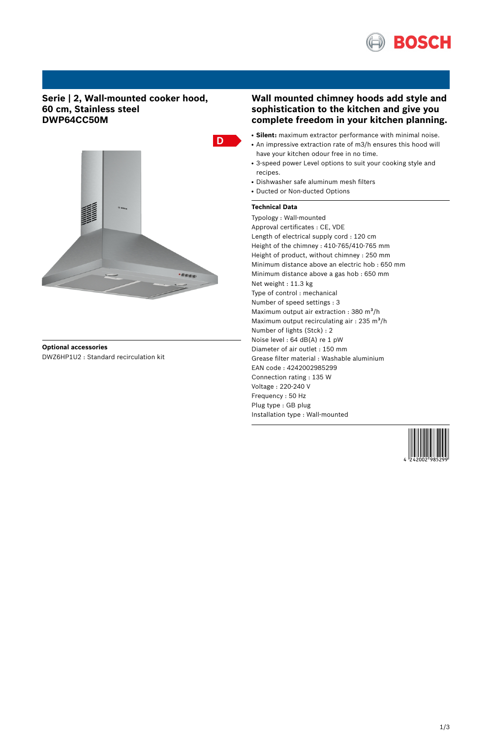# Serie | 2, Wall-mounted cooker hood, 60 cm, Stainless steel DWP64CC50M

D

**Optional accessories**

DWZ6HP1U2 : Standard recirculation kit

## Wall mounted chimney hoods add style and sophistication to the kitchen and give you complete freedom in your kitchen planning.

- **Silent:** maximum extractor performance with minimal noise.
- An impressive extraction rate of m3/h ensures this hood will have your kitchen odour free in no time.
- 3-speed power Level options to suit your cooking style and recipes.
- Dishwasher safe aluminum mesh filters
- Ducted or Non-ducted Options

**Technical Data**

Typology : Wall-mounted
Approval certificates : CE, VDE
Length of electrical supply cord : 120 cm
Height of the chimney : 410-765/410-765 mm
Height of product, without chimney : 250 mm
Minimum distance above an electric hob : 650 mm
Minimum distance above a gas hob : 650 mm
Net weight : 11.3 kg
Type of control : mechanical
Number of speed settings : 3
Maximum output air extraction : 380 $m^3/h$
Maximum output recirculating air : 235 $m^3/h$
Number of lights (Stck) : 2
Noise level : 64 dB(A) re 1 pW
Diameter of air outlet : 150 mm
Grease filter material : Washable aluminium
EAN code : 4242002985299
Connection rating : 135 W
Voltage : 220-240 V
Frequency : 50 Hz
Plug type : GB plug
Installation type : Wall-mounted

4 242002 985299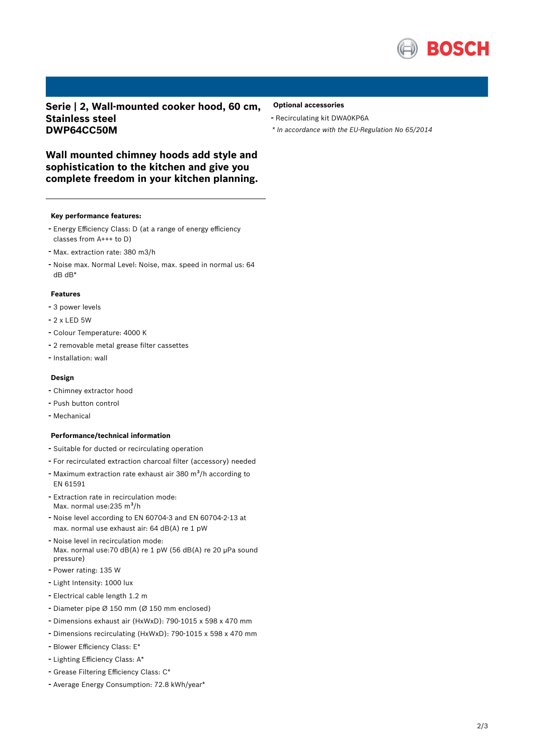## Serie | 2, Wall-mounted cooker hood, 60 cm, Stainless steel DWP64CC50M

## Wall mounted chimney hoods add style and sophistication to the kitchen and give you complete freedom in your kitchen planning.

**Optional accessories**

- Recirculating kit DWA0KP6A

*\* In accordance with the EU-Regulation No 65/2014*

### Key performance features:

- Energy Efficiency Class: D (at a range of energy efficiency classes from A+++ to D)
- Max. extraction rate: 380 m3/h
- Noise max. Normal Level: Noise, max. speed in normal us: 64 dB dB*

### Features

- 3 power levels
- 2 x LED 5W
- Colour Temperature: 4000 K
- 2 removable metal grease filter cassettes
- Installation: wall

### Design

- Chimney extractor hood
- Push button control
- Mechanical

### Performance/technical information

- Suitable for ducted or recirculating operation
- For recirculated extraction charcoal filter (accessory) needed
- Maximum extraction rate exhaust air 380 m³/h according to EN 61591
- Extraction rate in recirculation mode:
  Max. normal use:235 m³/h
- Noise level according to EN 60704-3 and EN 60704-2-13 at max. normal use exhaust air: 64 dB(A) re 1 pW
- Noise level in recirculation mode:
  Max. normal use:70 dB(A) re 1 pW (56 dB(A) re 20 µPa sound pressure)
- Power rating: 135 W
- Light Intensity: 1000 lux
- Electrical cable length 1.2 m
- Diameter pipe Ø 150 mm (Ø 150 mm enclosed)
- Dimensions exhaust air (HxWxD): 790-1015 x 598 x 470 mm
- Dimensions recirculating (HxWxD): 790-1015 x 598 x 470 mm
- Blower Efficiency Class: E*
- Lighting Efficiency Class: A*
- Grease Filtering Efficiency Class: C*
- Average Energy Consumption: 72.8 kWh/year*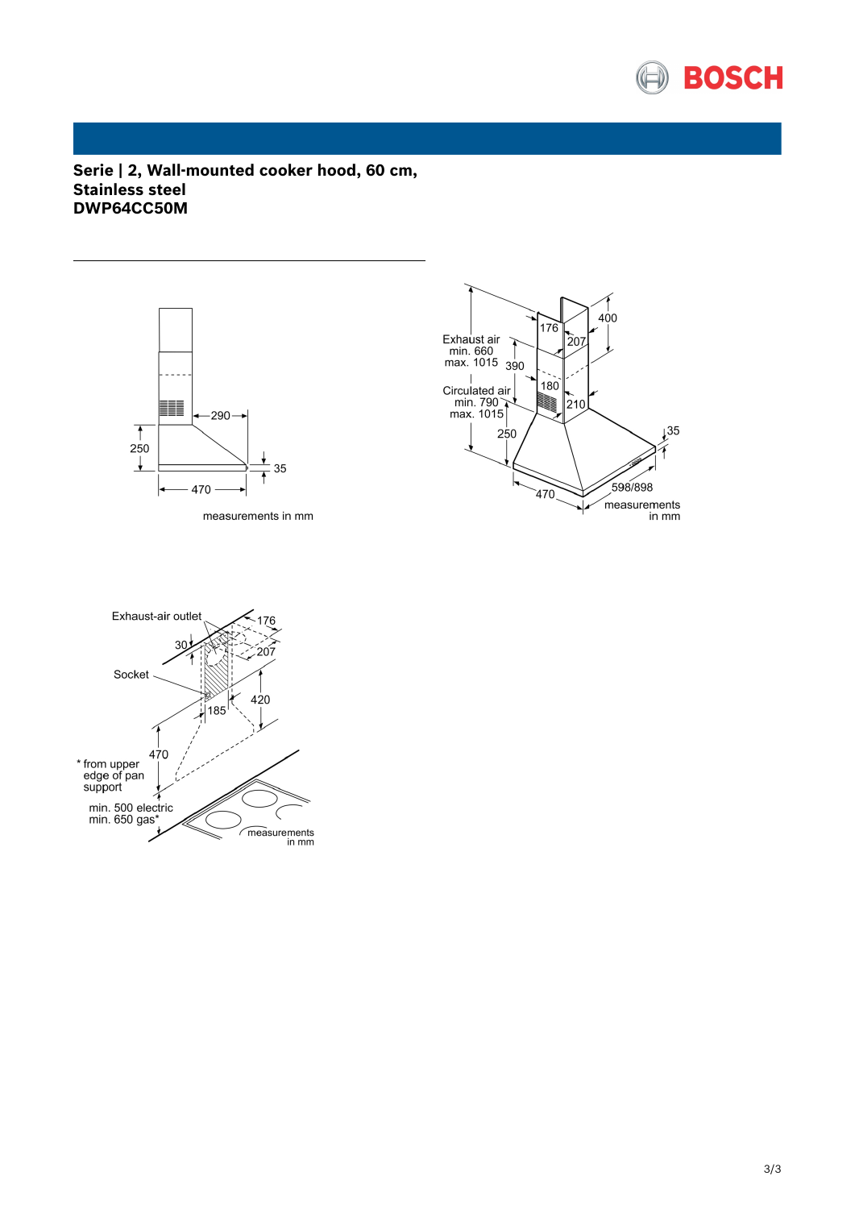**Serie | 2, Wall-mounted cooker hood, 60 cm, Stainless steel**
**DWP64CC50M**

290
250
35
470
measurements in mm

Exhaust air
min. 660
max. 1015
390
Circulated air
min. 790
max. 1015
250
176
207
400
180
210
35
470
598/898
measurements
in mm

Exhaust-air outlet
176
30
207
Socket
420
185
470
* from upper edge of pan support
min. 500 electric
min. 650 gas*
measurements
in mm